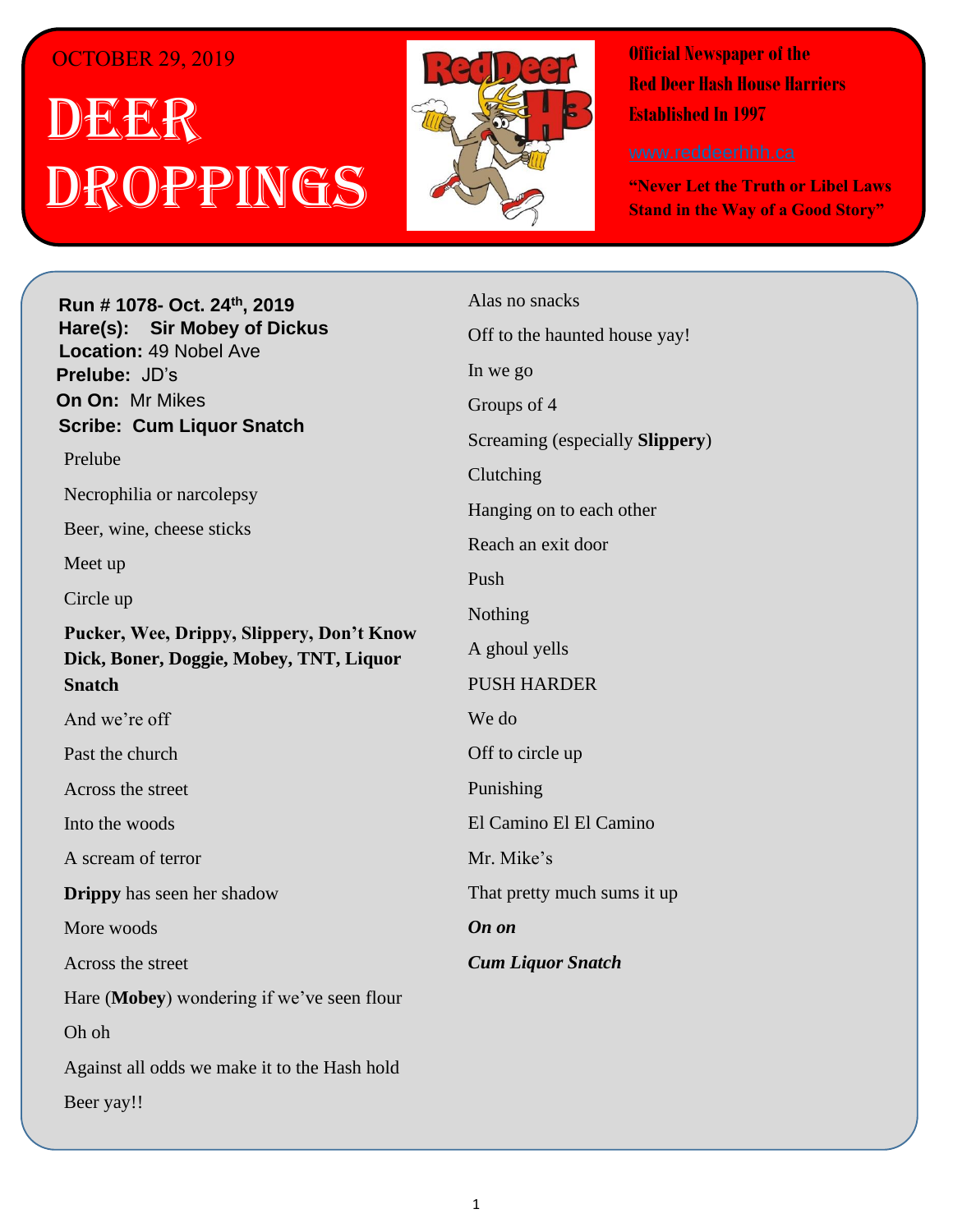OCTOBER 29, 2019

# DEER DROPPINGS

**Official Newspaper of the Red Deer Hash House Harriers Established In 1997**

www.reddeerhhh.ca

**"Never Let the Truth or Libel Laws Stand in the Way of a Good Story"**

**Run # 1078- Oct. 24th, 2019**
**Hare(s): Sir Mobey of Dickus**
**Location:** 49 Nobel Ave
**Prelube:** JD's
**On On:** Mr Mikes
**Scribe: Cum Liquor Snatch**

Prelube

Necrophilia or narcolepsy

Beer, wine, cheese sticks

Meet up

Circle up

**Pucker, Wee, Drippy, Slippery, Don't Know Dick, Boner, Doggie, Mobey, TNT, Liquor Snatch**

And we're off

Past the church

Across the street

Into the woods

A scream of terror

**Drippy** has seen her shadow

More woods

Across the street

Hare (**Mobey**) wondering if we've seen flour

Oh oh

Against all odds we make it to the Hash hold

Beer yay!!

Alas no snacks

Off to the haunted house yay!

In we go

Groups of 4

Screaming (especially **Slippery**)

Clutching

Hanging on to each other

Reach an exit door

Push

Nothing

A ghoul yells

PUSH HARDER

We do

Off to circle up

Punishing

El Camino El El Camino

Mr. Mike's

That pretty much sums it up

***On on***

***Cum Liquor Snatch***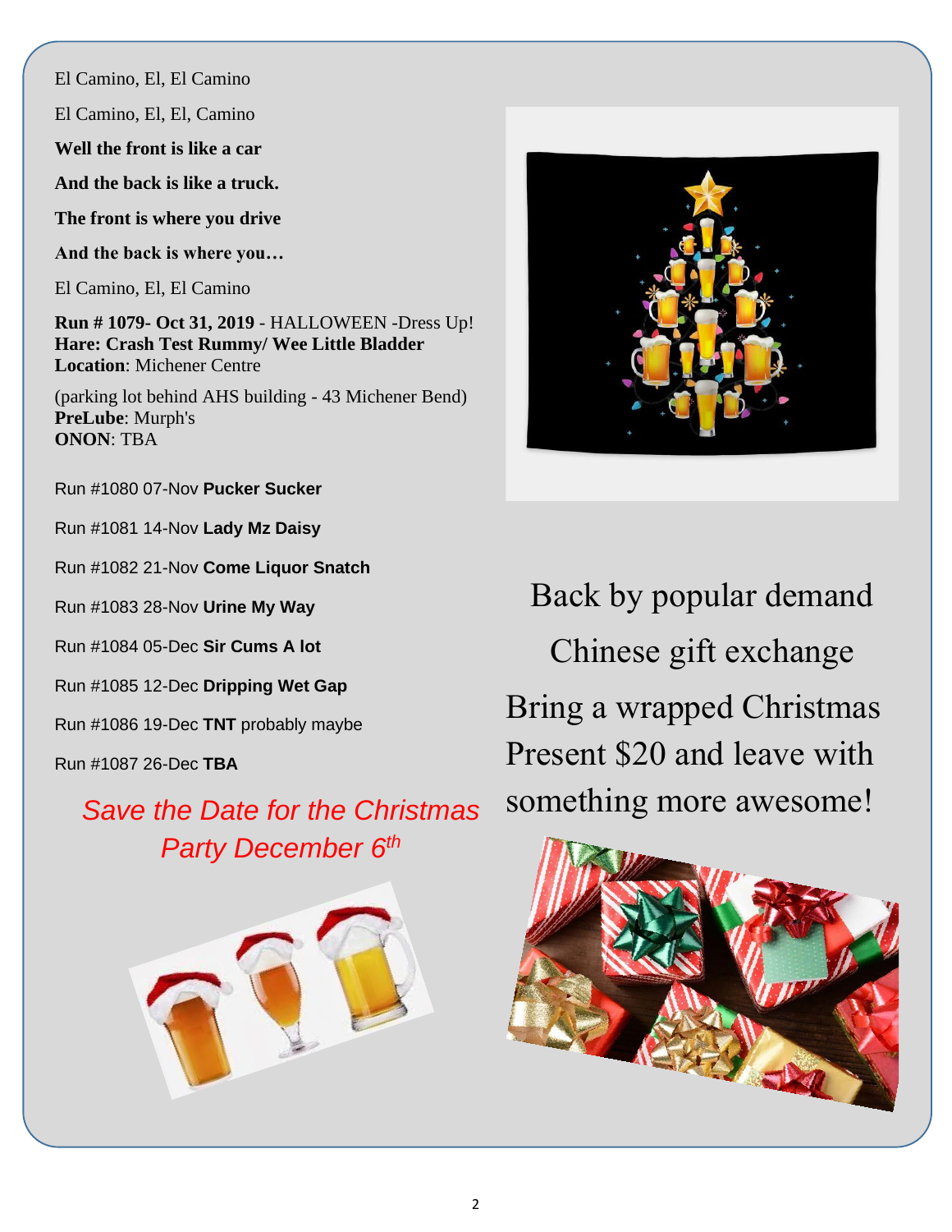El Camino, El, El Camino

El Camino, El, El, Camino

**Well the front is like a car**

**And the back is like a truck.**

**The front is where you drive**

**And the back is where you…**

El Camino, El, El Camino

**Run # 1079- Oct 31, 2019** - HALLOWEEN -Dress Up!
**Hare: Crash Test Rummy/ Wee Little Bladder**
**Location**: Michener Centre

(parking lot behind AHS building - 43 Michener Bend)
**PreLube**: Murph's
**ONON**: TBA

Run #1080 07-Nov **Pucker Sucker**

Run #1081 14-Nov **Lady Mz Daisy**

Run #1082 21-Nov **Come Liquor Snatch**

Run #1083 28-Nov **Urine My Way**

Run #1084 05-Dec **Sir Cums A lot**

Run #1085 12-Dec **Dripping Wet Gap**

Run #1086 19-Dec **TNT** probably maybe

Run #1087 26-Dec **TBA**

*Save the Date for the Christmas Party December 6th*

Back by popular demand

Chinese gift exchange

Bring a wrapped Christmas Present $20 and leave with something more awesome!